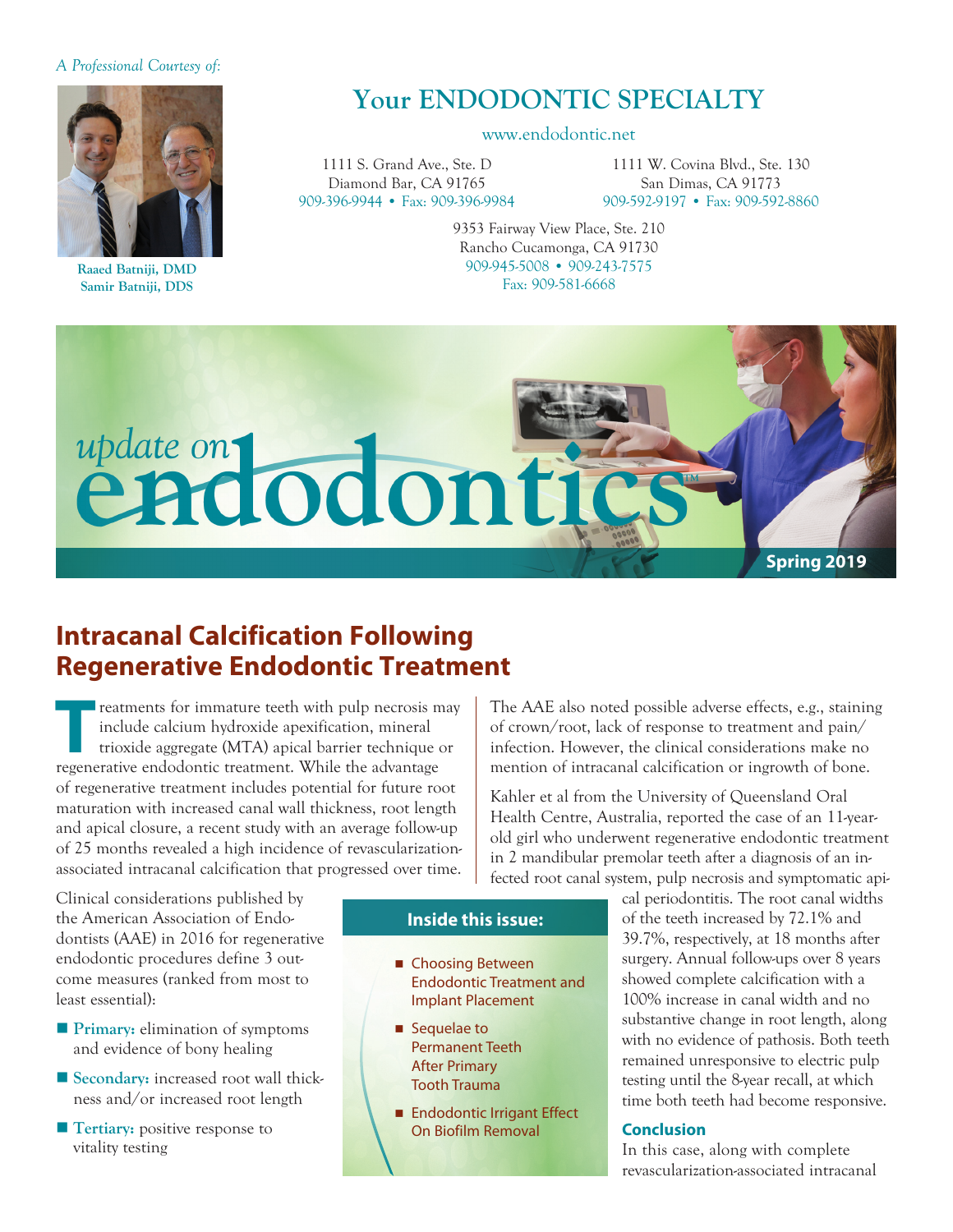*A Professional Courtesy of:*

**Raaed Batniji, DMD**
**Samir Batniji, DDS**

## Your ENDODONTIC SPECIALTY

www.endodontic.net

1111 S. Grand Ave., Ste. D
Diamond Bar, CA 91765
909-396-9944 • Fax: 909-396-9984

1111 W. Covina Blvd., Ste. 130
San Dimas, CA 91773
909-592-9197 • Fax: 909-592-8860

9353 Fairway View Place, Ste. 210
Rancho Cucamonga, CA 91730
909-945-5008 • 909-243-7575
Fax: 909-581-6668

*update on* **endodontics**™

**Spring 2019**

# Intracanal Calcification Following Regenerative Endodontic Treatment

Treatments for immature teeth with pulp necrosis may include calcium hydroxide apexification, mineral trioxide aggregate (MTA) apical barrier technique or regenerative endodontic treatment. While the advantage of regenerative treatment includes potential for future root maturation with increased canal wall thickness, root length and apical closure, a recent study with an average follow-up of 25 months revealed a high incidence of revascularization-associated intracanal calcification that progressed over time.

Clinical considerations published by the American Association of Endodontists (AAE) in 2016 for regenerative endodontic procedures define 3 outcome measures (ranked from most to least essential):

- **Primary:** elimination of symptoms and evidence of bony healing
- **Secondary:** increased root wall thickness and/or increased root length
- **Tertiary:** positive response to vitality testing

The AAE also noted possible adverse effects, e.g., staining of crown/root, lack of response to treatment and pain/infection. However, the clinical considerations make no mention of intracanal calcification or ingrowth of bone.

Kahler et al from the University of Queensland Oral Health Centre, Australia, reported the case of an 11-year-old girl who underwent regenerative endodontic treatment in 2 mandibular premolar teeth after a diagnosis of an infected root canal system, pulp necrosis and symptomatic apical periodontitis. The root canal widths of the teeth increased by 72.1% and 39.7%, respectively, at 18 months after surgery. Annual follow-ups over 8 years showed complete calcification with a 100% increase in canal width and no substantive change in root length, along with no evidence of pathosis. Both teeth remained unresponsive to electric pulp testing until the 8-year recall, at which time both teeth had become responsive.

### Conclusion

In this case, along with complete revascularization-associated intracanal

**Inside this issue:**

- Choosing Between Endodontic Treatment and Implant Placement
- Sequelae to Permanent Teeth After Primary Tooth Trauma
- Endodontic Irrigant Effect On Biofilm Removal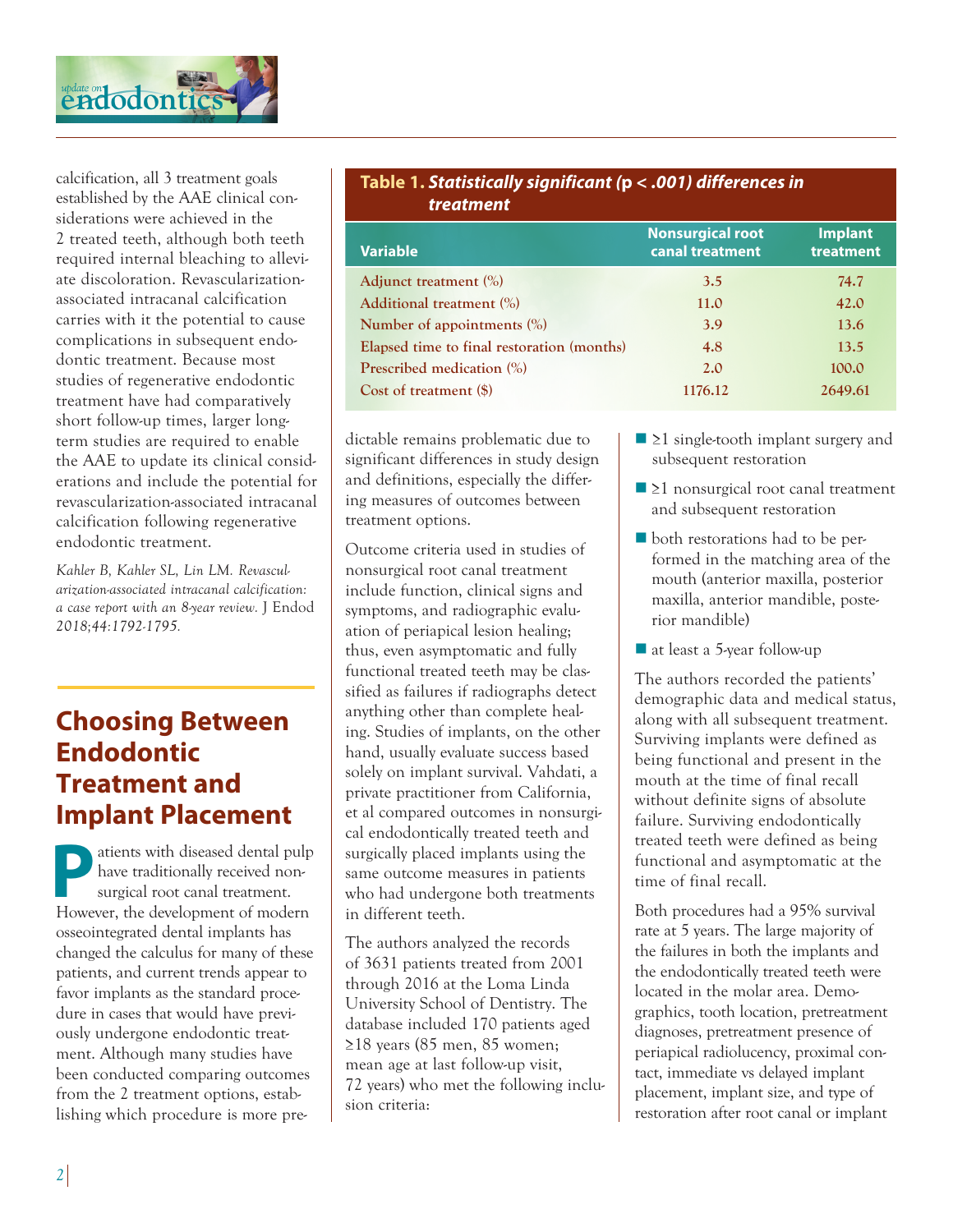calcification, all 3 treatment goals established by the AAE clinical considerations were achieved in the 2 treated teeth, although both teeth required internal bleaching to alleviate discoloration. Revascularization-associated intracanal calcification carries with it the potential to cause complications in subsequent endodontic treatment. Because most studies of regenerative endodontic treatment have had comparatively short follow-up times, larger long-term studies are required to enable the AAE to update its clinical considerations and include the potential for revascularization-associated intracanal calcification following regenerative endodontic treatment.

*Kahler B, Kahler SL, Lin LM. Revascularization-associated intracanal calcification: a case report with an 8-year review.* J Endod *2018;44:1792-1795.*

## Choosing Between Endodontic Treatment and Implant Placement

Patients with diseased dental pulp have traditionally received nonsurgical root canal treatment. However, the development of modern osseointegrated dental implants has changed the calculus for many of these patients, and current trends appear to favor implants as the standard procedure in cases that would have previously undergone endodontic treatment. Although many studies have been conducted comparing outcomes from the 2 treatment options, establishing which procedure is more predictable remains problematic due to significant differences in study design and definitions, especially the differing measures of outcomes between treatment options.

Outcome criteria used in studies of nonsurgical root canal treatment include function, clinical signs and symptoms, and radiographic evaluation of periapical lesion healing; thus, even asymptomatic and fully functional treated teeth may be classified as failures if radiographs detect anything other than complete healing. Studies of implants, on the other hand, usually evaluate success based solely on implant survival. Vahdati, a private practitioner from California, et al compared outcomes in nonsurgical endodontically treated teeth and surgically placed implants using the same outcome measures in patients who had undergone both treatments in different teeth.

The authors analyzed the records of 3631 patients treated from 2001 through 2016 at the Loma Linda University School of Dentistry. The database included 170 patients aged ≥18 years (85 men, 85 women; mean age at last follow-up visit, 72 years) who met the following inclusion criteria:

- ≥1 single-tooth implant surgery and subsequent restoration
- ≥1 nonsurgical root canal treatment and subsequent restoration
- both restorations had to be performed in the matching area of the mouth (anterior maxilla, posterior maxilla, anterior mandible, posterior mandible)
- at least a 5-year follow-up

The authors recorded the patients' demographic data and medical status, along with all subsequent treatment. Surviving implants were defined as being functional and present in the mouth at the time of final recall without definite signs of absolute failure. Surviving endodontically treated teeth were defined as being functional and asymptomatic at the time of final recall.

Both procedures had a 95% survival rate at 5 years. The large majority of the failures in both the implants and the endodontically treated teeth were located in the molar area. Demographics, tooth location, pretreatment diagnoses, pretreatment presence of periapical radiolucency, proximal contact, immediate vs delayed implant placement, implant size, and type of restoration after root canal or implant

**Table 1.** ***Statistically significant ($p < .001$) differences in treatment***

| Variable | Nonsurgical root canal treatment | Implant treatment |
|---|---|---|
| Adjunct treatment (%) | 3.5 | 74.7 |
| Additional treatment (%) | 11.0 | 42.0 |
| Number of appointments (%) | 3.9 | 13.6 |
| Elapsed time to final restoration (months) | 4.8 | 13.5 |
| Prescribed medication (%) | 2.0 | 100.0 |
| Cost of treatment ($) | 1176.12 | 2649.61 |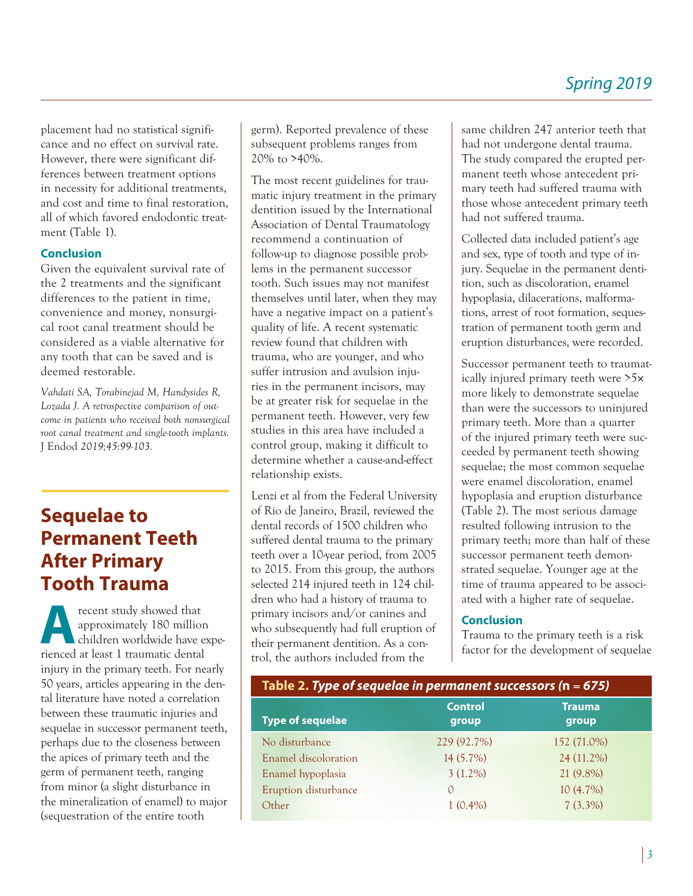placement had no statistical significance and no effect on survival rate. However, there were significant differences between treatment options in necessity for additional treatments, and cost and time to final restoration, all of which favored endodontic treatment (Table 1).

### Conclusion

Given the equivalent survival rate of the 2 treatments and the significant differences to the patient in time, convenience and money, nonsurgical root canal treatment should be considered as a viable alternative for any tooth that can be saved and is deemed restorable.

*Vahdati SA, Torabinejad M, Handysides R, Lozada J. A retrospective comparison of outcome in patients who received both nonsurgical root canal treatment and single-tooth implants.* J Endod *2019;45:99-103.*

## Sequelae to Permanent Teeth After Primary Tooth Trauma

A recent study showed that approximately 180 million children worldwide have experienced at least 1 traumatic dental injury in the primary teeth. For nearly 50 years, articles appearing in the dental literature have noted a correlation between these traumatic injuries and sequelae in successor permanent teeth, perhaps due to the closeness between the apices of primary teeth and the germ of permanent teeth, ranging from minor (a slight disturbance in the mineralization of enamel) to major (sequestration of the entire tooth germ). Reported prevalence of these subsequent problems ranges from 20% to >40%.

The most recent guidelines for traumatic injury treatment in the primary dentition issued by the International Association of Dental Traumatology recommend a continuation of follow-up to diagnose possible problems in the permanent successor tooth. Such issues may not manifest themselves until later, when they may have a negative impact on a patient's quality of life. A recent systematic review found that children with trauma, who are younger, and who suffer intrusion and avulsion injuries in the permanent incisors, may be at greater risk for sequelae in the permanent teeth. However, very few studies in this area have included a control group, making it difficult to determine whether a cause-and-effect relationship exists.

Lenzi et al from the Federal University of Rio de Janeiro, Brazil, reviewed the dental records of 1500 children who suffered dental trauma to the primary teeth over a 10-year period, from 2005 to 2015. From this group, the authors selected 214 injured teeth in 124 children who had a history of trauma to primary incisors and/or canines and who subsequently had full eruption of their permanent dentition. As a control, the authors included from the same children 247 anterior teeth that had not undergone dental trauma. The study compared the erupted permanent teeth whose antecedent primary teeth had suffered trauma with those whose antecedent primary teeth had not suffered trauma.

Collected data included patient's age and sex, type of tooth and type of injury. Sequelae in the permanent dentition, such as discoloration, enamel hypoplasia, dilacerations, malformations, arrest of root formation, sequestration of permanent tooth germ and eruption disturbances, were recorded.

Successor permanent teeth to traumatically injured primary teeth were >5× more likely to demonstrate sequelae than were the successors to uninjured primary teeth. More than a quarter of the injured primary teeth were succeeded by permanent teeth showing sequelae; the most common sequelae were enamel discoloration, enamel hypoplasia and eruption disturbance (Table 2). The most serious damage resulted following intrusion to the primary teeth; more than half of these successor permanent teeth demonstrated sequelae. Younger age at the time of trauma appeared to be associated with a higher rate of sequelae.

### Conclusion

Trauma to the primary teeth is a risk factor for the development of sequelae

**Table 2.** ***Type of sequelae in permanent successors*** **(n =** ***675*****)**

| Type of sequelae | Control group | Trauma group |
|---|---|---|
| No disturbance | 229 (92.7%) | 152 (71.0%) |
| Enamel discoloration | 14 (5.7%) | 24 (11.2%) |
| Enamel hypoplasia | 3 (1.2%) | 21 (9.8%) |
| Eruption disturbance | 0 | 10 (4.7%) |
| Other | 1 (0.4%) | 7 (3.3%) |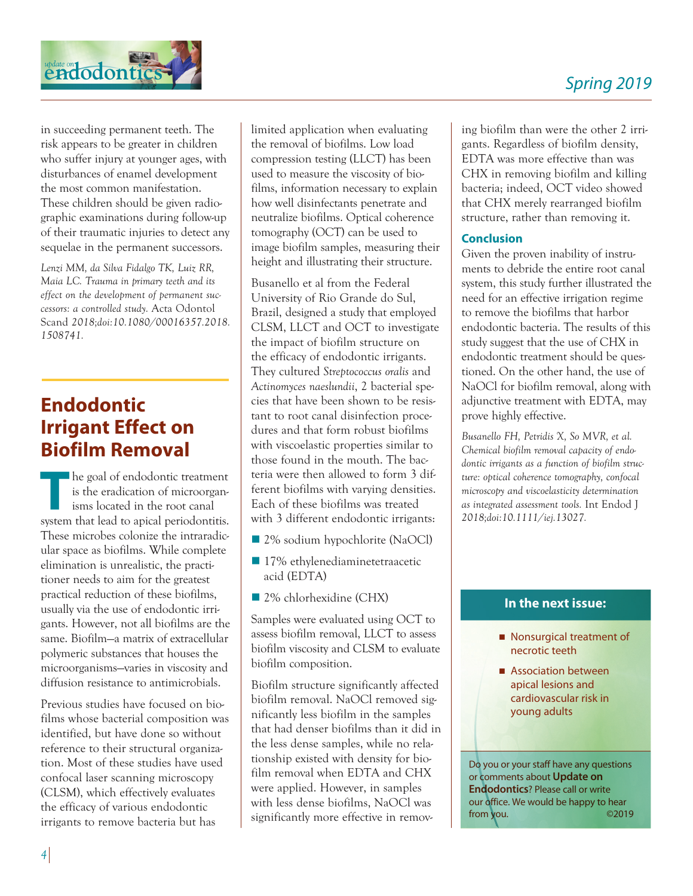in succeeding permanent teeth. The risk appears to be greater in children who suffer injury at younger ages, with disturbances of enamel development the most common manifestation. These children should be given radiographic examinations during follow-up of their traumatic injuries to detect any sequelae in the permanent successors.

*Lenzi MM, da Silva Fidalgo TK, Luiz RR, Maia LC. Trauma in primary teeth and its effect on the development of permanent successors: a controlled study.* Acta Odontol Scand *2018;doi:10.1080/00016357.2018.1508741.*

## Endodontic Irrigant Effect on Biofilm Removal

The goal of endodontic treatment is the eradication of microorganisms located in the root canal system that lead to apical periodontitis. These microbes colonize the intraradicular space as biofilms. While complete elimination is unrealistic, the practitioner needs to aim for the greatest practical reduction of these biofilms, usually via the use of endodontic irrigants. However, not all biofilms are the same. Biofilm—a matrix of extracellular polymeric substances that houses the microorganisms—varies in viscosity and diffusion resistance to antimicrobials.

Previous studies have focused on biofilms whose bacterial composition was identified, but have done so without reference to their structural organization. Most of these studies have used confocal laser scanning microscopy (CLSM), which effectively evaluates the efficacy of various endodontic irrigants to remove bacteria but has limited application when evaluating the removal of biofilms. Low load compression testing (LLCT) has been used to measure the viscosity of biofilms, information necessary to explain how well disinfectants penetrate and neutralize biofilms. Optical coherence tomography (OCT) can be used to image biofilm samples, measuring their height and illustrating their structure.

Busanello et al from the Federal University of Rio Grande do Sul, Brazil, designed a study that employed CLSM, LLCT and OCT to investigate the impact of biofilm structure on the efficacy of endodontic irrigants. They cultured *Streptococcus oralis* and *Actinomyces naeslundii*, 2 bacterial species that have been shown to be resistant to root canal disinfection procedures and that form robust biofilms with viscoelastic properties similar to those found in the mouth. The bacteria were then allowed to form 3 different biofilms with varying densities. Each of these biofilms was treated with 3 different endodontic irrigants:

- 2% sodium hypochlorite (NaOCl)
- 17% ethylenediaminetetraacetic acid (EDTA)
- 2% chlorhexidine (CHX)

Samples were evaluated using OCT to assess biofilm removal, LLCT to assess biofilm viscosity and CLSM to evaluate biofilm composition.

Biofilm structure significantly affected biofilm removal. NaOCl removed significantly less biofilm in the samples that had denser biofilms than it did in the less dense samples, while no relationship existed with density for biofilm removal when EDTA and CHX were applied. However, in samples with less dense biofilms, NaOCl was significantly more effective in removing biofilm than were the other 2 irrigants. Regardless of biofilm density, EDTA was more effective than was CHX in removing biofilm and killing bacteria; indeed, OCT video showed that CHX merely rearranged biofilm structure, rather than removing it.

### Conclusion

Given the proven inability of instruments to debride the entire root canal system, this study further illustrated the need for an effective irrigation regime to remove the biofilms that harbor endodontic bacteria. The results of this study suggest that the use of CHX in endodontic treatment should be questioned. On the other hand, the use of NaOCl for biofilm removal, along with adjunctive treatment with EDTA, may prove highly effective.

*Busanello FH, Petridis X, So MVR, et al. Chemical biofilm removal capacity of endodontic irrigants as a function of biofilm structure: optical coherence tomography, confocal microscopy and viscoelasticity determination as integrated assessment tools.* Int Endod J *2018;doi:10.1111/iej.13027.*

**In the next issue:**

- Nonsurgical treatment of necrotic teeth
- Association between apical lesions and cardiovascular risk in young adults

Do you or your staff have any questions or comments about **Update on Endodontics**? Please call or write our office. We would be happy to hear from you. ©2019